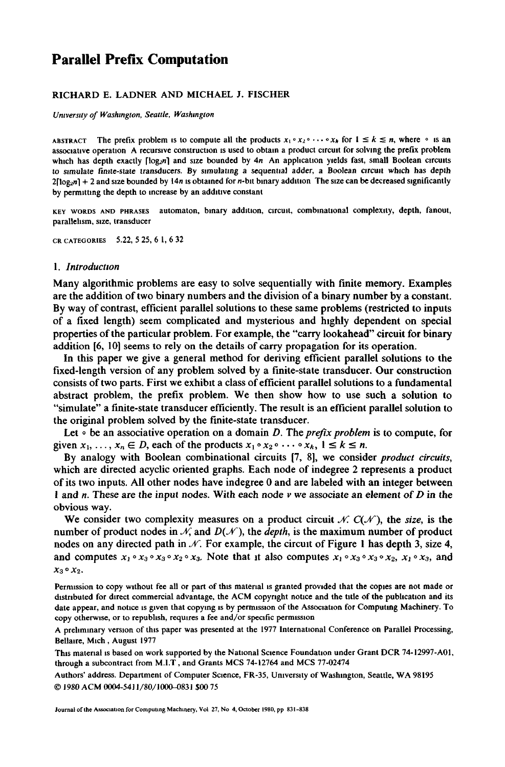# Parallel Prefix Computation

RICHARD E. LADNER AND MICHAEL J. FISCHER

*University of Washington, Seattle, Washington*

ABSTRACT The prefix problem is to compute all the products $x_1 \circ x_2 \circ \cdots \circ x_k$ for $1 \le k \le n$, where $\circ$ is an associative operation A recursive construction is used to obtain a product circuit for solving the prefix problem which has depth exactly $\lceil \log_2 n \rceil$ and size bounded by $4n$ An application yields fast, small Boolean circuits to simulate finite-state transducers. By simulating a sequential adder, a Boolean circuit which has depth $2\lceil \log_2 n \rceil + 2$ and size bounded by $14n$ is obtained for $n$-bit binary addition The size can be decreased significantly by permitting the depth to increase by an additive constant

KEY WORDS AND PHRASES automaton, binary addition, circuit, combinational complexity, depth, fanout, parallelism, size, transducer

CR CATEGORIES 5.22, 5 25, 6 1, 6 32

## 1. *Introduction*

Many algorithmic problems are easy to solve sequentially with finite memory. Examples are the addition of two binary numbers and the division of a binary number by a constant. By way of contrast, efficient parallel solutions to these same problems (restricted to inputs of a fixed length) seem complicated and mysterious and highly dependent on special properties of the particular problem. For example, the "carry lookahead" circuit for binary addition [6, 10] seems to rely on the details of carry propagation for its operation.

In this paper we give a general method for deriving efficient parallel solutions to the fixed-length version of any problem solved by a finite-state transducer. Our construction consists of two parts. First we exhibit a class of efficient parallel solutions to a fundamental abstract problem, the prefix problem. We then show how to use such a solution to "simulate" a finite-state transducer efficiently. The result is an efficient parallel solution to the original problem solved by the finite-state transducer.

Let $\circ$ be an associative operation on a domain $D$. The *prefix problem* is to compute, for given $x_1, \ldots, x_n \in D$, each of the products $x_1 \circ x_2 \circ \cdots \circ x_k$, $1 \le k \le n$.

By analogy with Boolean combinational circuits [7, 8], we consider *product circuits*, which are directed acyclic oriented graphs. Each node of indegree 2 represents a product of its two inputs. All other nodes have indegree 0 and are labeled with an integer between 1 and $n$. These are the input nodes. With each node $v$ we associate an element of $D$ in the obvious way.

We consider two complexity measures on a product circuit $\mathcal{N}$: $C(\mathcal{N})$, the *size*, is the number of product nodes in $\mathcal{N}$, and $D(\mathcal{N})$, the *depth*, is the maximum number of product nodes on any directed path in $\mathcal{N}$. For example, the circuit of Figure 1 has depth 3, size 4, and computes $x_1 \circ x_3 \circ x_3 \circ x_2 \circ x_3$. Note that it also computes $x_1 \circ x_3 \circ x_3 \circ x_2$, $x_1 \circ x_3$, and $x_3 \circ x_2$.

Permission to copy without fee all or part of this material is granted provided that the copies are not made or distributed for direct commercial advantage, the ACM copyright notice and the title of the publication and its date appear, and notice is given that copying is by permission of the Association for Computing Machinery. To copy otherwise, or to republish, requires a fee and/or specific permission

A preliminary version of this paper was presented at the 1977 International Conference on Parallel Processing, Bellaire, Mich, August 1977

This material is based on work supported by the National Science Foundation under Grant DCR 74-12997-A01, through a subcontract from M.I.T, and Grants MCS 74-12764 and MCS 77-02474

Authors' address. Department of Computer Science, FR-35, University of Washington, Seattle, WA 98195

© 1980 ACM 0004-5411/80/1000-0831 $00 75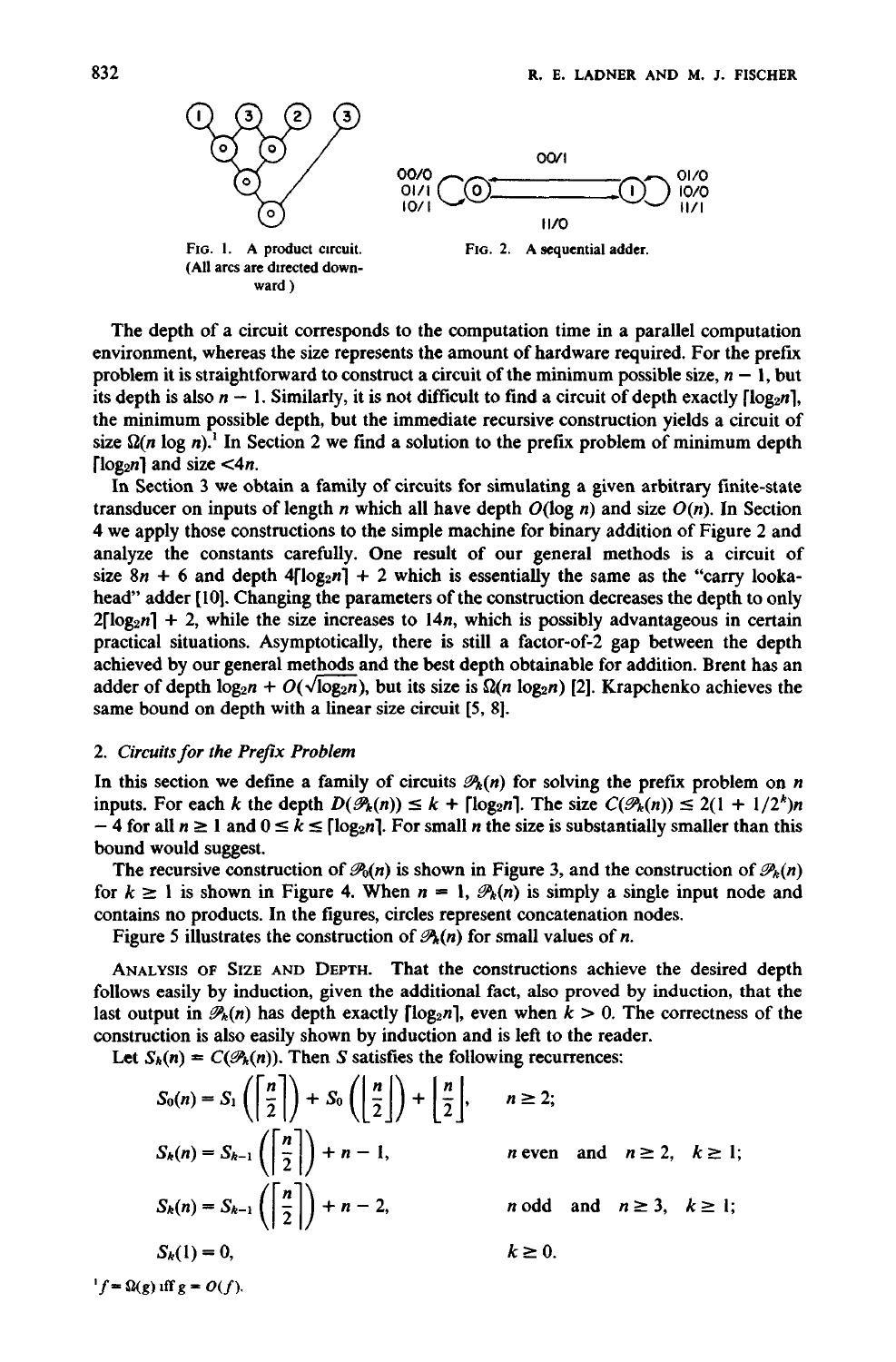FIG. 1. A product circuit. (All arcs are directed downward.)

FIG. 2. A sequential adder.

The depth of a circuit corresponds to the computation time in a parallel computation environment, whereas the size represents the amount of hardware required. For the prefix problem it is straightforward to construct a circuit of the minimum possible size, $n - 1$, but its depth is also $n - 1$. Similarly, it is not difficult to find a circuit of depth exactly $\lceil \log_2 n \rceil$, the minimum possible depth, but the immediate recursive construction yields a circuit of size $\Omega(n \log n)$.[1] In Section 2 we find a solution to the prefix problem of minimum depth $\lceil \log_2 n \rceil$ and size $<4n$.

In Section 3 we obtain a family of circuits for simulating a given arbitrary finite-state transducer on inputs of length $n$ which all have depth $O(\log n)$ and size $O(n)$. In Section 4 we apply those constructions to the simple machine for binary addition of Figure 2 and analyze the constants carefully. One result of our general methods is a circuit of size $8n + 6$ and depth $4\lceil \log_2 n \rceil + 2$ which is essentially the same as the "carry lookahead" adder [10]. Changing the parameters of the construction decreases the depth to only $2\lceil \log_2 n \rceil + 2$, while the size increases to $14n$, which is possibly advantageous in certain practical situations. Asymptotically, there is still a factor-of-2 gap between the depth achieved by our general methods and the best depth obtainable for addition. Brent has an adder of depth $\log_2 n + O(\sqrt{\log_2 n})$, but its size is $\Omega(n \log_2 n)$ [2]. Krapchenko achieves the same bound on depth with a linear size circuit [5, 8].

## 2. *Circuits for the Prefix Problem*

In this section we define a family of circuits $\mathcal{P}_k(n)$ for solving the prefix problem on $n$ inputs. For each $k$ the depth $D(\mathcal{P}_k(n)) \leq k + \lceil \log_2 n \rceil$. The size $C(\mathcal{P}_k(n)) \leq 2(1 + 1/2^k)n - 4$ for all $n \geq 1$ and $0 \leq k \leq \lceil \log_2 n \rceil$. For small $n$ the size is substantially smaller than this bound would suggest.

The recursive construction of $\mathcal{P}_0(n)$ is shown in Figure 3, and the construction of $\mathcal{P}_k(n)$ for $k \geq 1$ is shown in Figure 4. When $n = 1$, $\mathcal{P}_k(n)$ is simply a single input node and contains no products. In the figures, circles represent concatenation nodes.

Figure 5 illustrates the construction of $\mathcal{P}_k(n)$ for small values of $n$.

ANALYSIS OF SIZE AND DEPTH. That the constructions achieve the desired depth follows easily by induction, given the additional fact, also proved by induction, that the last output in $\mathcal{P}_k(n)$ has depth exactly $\lceil \log_2 n \rceil$, even when $k > 0$. The correctness of the construction is also easily shown by induction and is left to the reader.

Let $S_k(n) = C(\mathcal{P}_k(n))$. Then $S$ satisfies the following recurrences:

$$S_0(n) = S_1\left(\left\lceil \frac{n}{2} \right\rceil\right) + S_0\left(\left\lfloor \frac{n}{2} \right\rfloor\right) + \left\lfloor \frac{n}{2} \right\rfloor, \quad n \geq 2;$$

$$S_k(n) = S_{k-1}\left(\left\lceil \frac{n}{2} \right\rceil\right) + n - 1, \quad n \text{ even} \quad \text{and} \quad n \geq 2, \quad k \geq 1;$$

$$S_k(n) = S_{k-1}\left(\left\lceil \frac{n}{2} \right\rceil\right) + n - 2, \quad n \text{ odd} \quad \text{and} \quad n \geq 3, \quad k \geq 1;$$

$$S_k(1) = 0, \quad k \geq 0.$$

[1] $f = \Omega(g)$ iff $g = O(f)$.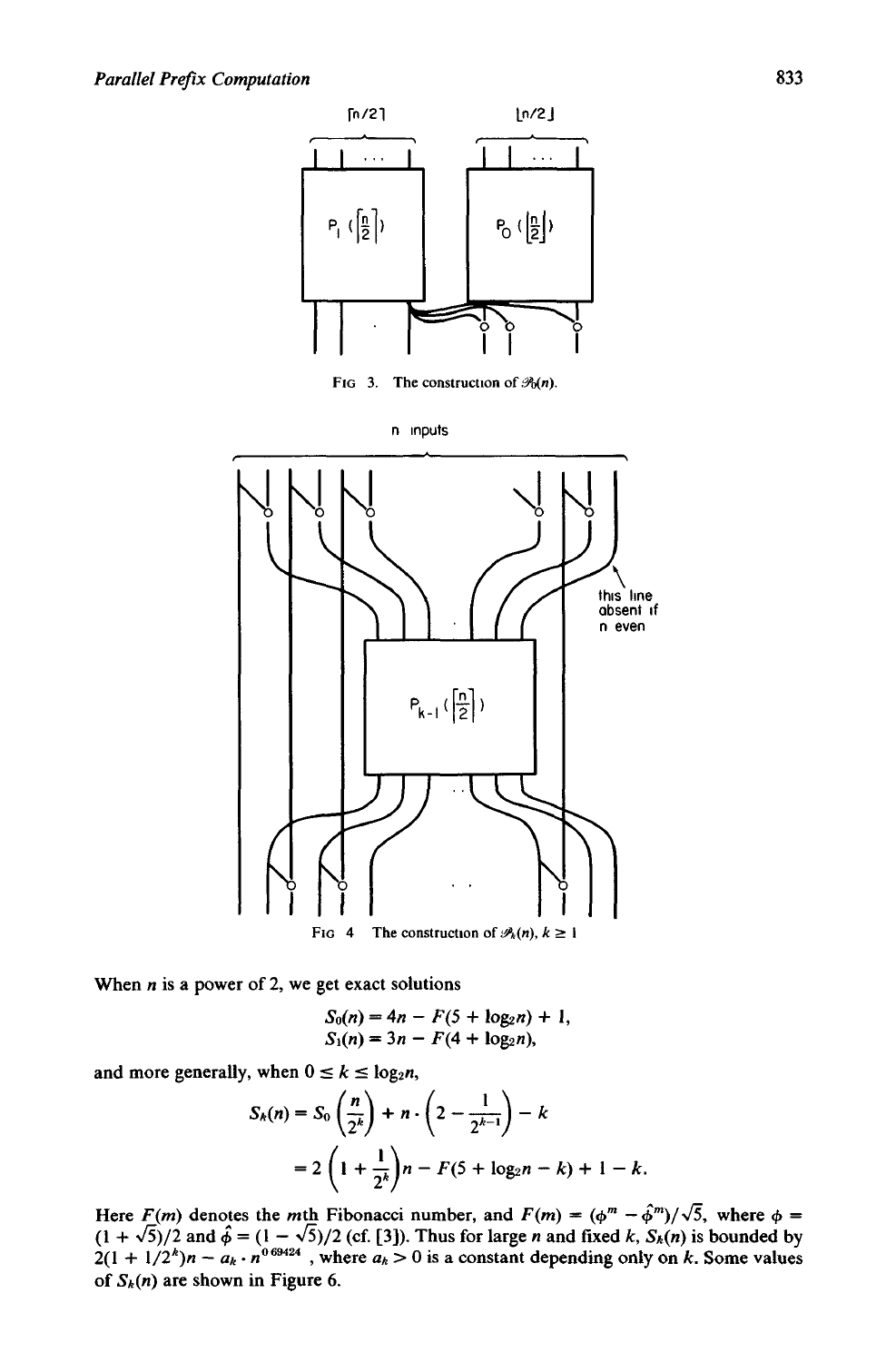FIG 3. The construction of $\mathscr{P}_0(n)$.

FIG 4 The construction of $\mathscr{P}_k(n)$, $k \geq 1$

When $n$ is a power of 2, we get exact solutions

$$S_0(n) = 4n - F(5 + \log_2 n) + 1,$$
$$S_1(n) = 3n - F(4 + \log_2 n),$$

and more generally, when $0 \leq k \leq \log_2 n$,

$$S_k(n) = S_0\left(\frac{n}{2^k}\right) + n \cdot \left(2 - \frac{1}{2^{k-1}}\right) - k$$
$$= 2\left(1 + \frac{1}{2^k}\right)n - F(5 + \log_2 n - k) + 1 - k.$$

Here $F(m)$ denotes the $m$th Fibonacci number, and $F(m) = (\phi^m - \hat{\phi}^m)/\sqrt{5}$, where $\phi = (1 + \sqrt{5})/2$ and $\hat{\phi} = (1 - \sqrt{5})/2$ (cf. [3]). Thus for large $n$ and fixed $k$, $S_k(n)$ is bounded by $2(1 + 1/2^k)n - a_k \cdot n^{0.69424}$, where $a_k > 0$ is a constant depending only on $k$. Some values of $S_k(n)$ are shown in Figure 6.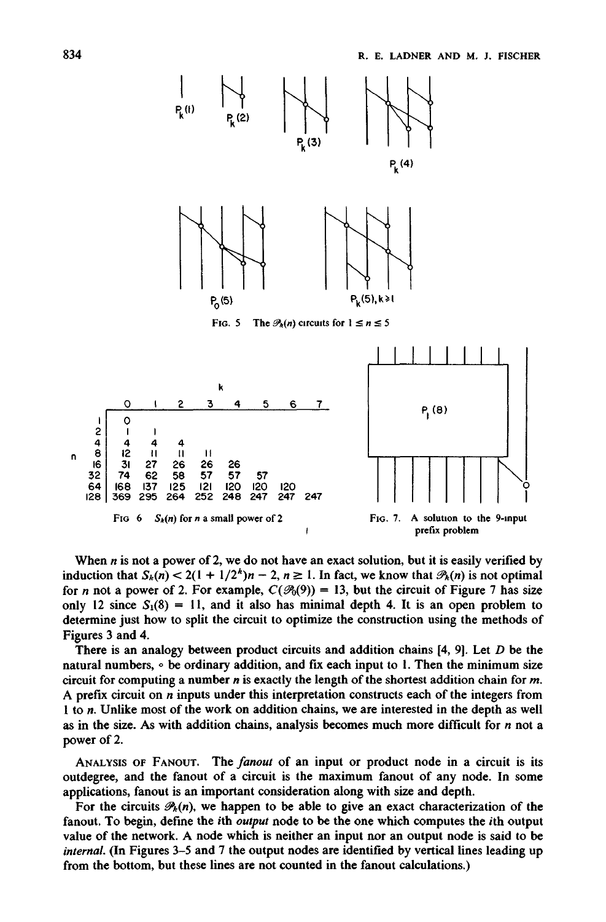FIG. 5 The $\mathcal{P}_k(n)$ circuits for $1 \le n \le 5$

| $n$ \ $k$ | 0 | 1 | 2 | 3 | 4 | 5 | 6 | 7 |
|---|---|---|---|---|---|---|---|---|
| 1 | 0 | | | | | | | |
| 2 | 1 | 1 | | | | | | |
| 4 | 4 | 4 | 4 | | | | | |
| 8 | 12 | 11 | 11 | 11 | | | | |
| 16 | 31 | 27 | 26 | 26 | 26 | | | |
| 32 | 74 | 62 | 58 | 57 | 57 | 57 | | |
| 64 | 168 | 137 | 125 | 121 | 120 | 120 | 120 | |
| 128 | 369 | 295 | 264 | 252 | 248 | 247 | 247 | 247 |

FIG 6 $S_k(n)$ for $n$ a small power of 2

FIG. 7. A solution to the 9-input prefix problem

When $n$ is not a power of 2, we do not have an exact solution, but it is easily verified by induction that $S_k(n) < 2(1 + 1/2^k)n - 2$, $n \ge 1$. In fact, we know that $\mathcal{P}_k(n)$ is not optimal for $n$ not a power of 2. For example, $C(\mathcal{P}_0(9)) = 13$, but the circuit of Figure 7 has size only 12 since $S_1(8) = 11$, and it also has minimal depth 4. It is an open problem to determine just how to split the circuit to optimize the construction using the methods of Figures 3 and 4.

There is an analogy between product circuits and addition chains [4, 9]. Let $D$ be the natural numbers, $\circ$ be ordinary addition, and fix each input to 1. Then the minimum size circuit for computing a number $n$ is exactly the length of the shortest addition chain for $m$. A prefix circuit on $n$ inputs under this interpretation constructs each of the integers from 1 to $n$. Unlike most of the work on addition chains, we are interested in the depth as well as in the size. As with addition chains, analysis becomes much more difficult for $n$ not a power of 2.

**ANALYSIS OF FANOUT.** The *fanout* of an input or product node in a circuit is its outdegree, and the fanout of a circuit is the maximum fanout of any node. In some applications, fanout is an important consideration along with size and depth.

For the circuits $\mathcal{P}_k(n)$, we happen to be able to give an exact characterization of the fanout. To begin, define the $i$th *output* node to be the one which computes the $i$th output value of the network. A node which is neither an input nor an output node is said to be *internal*. (In Figures 3–5 and 7 the output nodes are identified by vertical lines leading up from the bottom, but these lines are not counted in the fanout calculations.)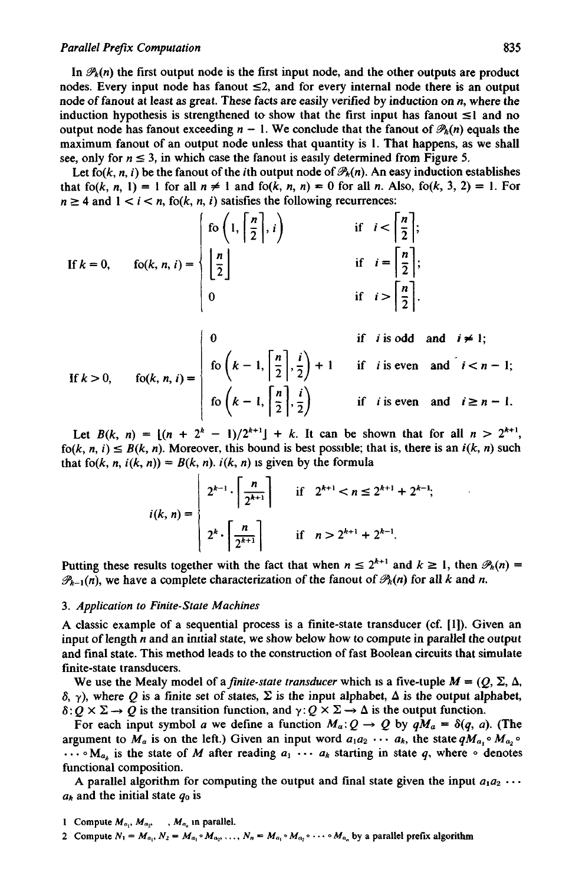In $\mathscr{P}_k(n)$ the first output node is the first input node, and the other outputs are product nodes. Every input node has fanout $\leq 2$, and for every internal node there is an output node of fanout at least as great. These facts are easily verified by induction on $n$, where the induction hypothesis is strengthened to show that the first input has fanout $\leq 1$ and no output node has fanout exceeding $n - 1$. We conclude that the fanout of $\mathscr{P}_k(n)$ equals the maximum fanout of an output node unless that quantity is 1. That happens, as we shall see, only for $n \leq 3$, in which case the fanout is easily determined from Figure 5.

Let $\text{fo}(k, n, i)$ be the fanout of the $i$th output node of $\mathscr{P}_k(n)$. An easy induction establishes that $\text{fo}(k, n, 1) = 1$ for all $n \neq 1$ and $\text{fo}(k, n, n) = 0$ for all $n$. Also, $\text{fo}(k, 3, 2) = 1$. For $n \geq 4$ and $1 < i < n$, $\text{fo}(k, n, i)$ satisfies the following recurrences:

$$\text{If } k = 0, \quad \text{fo}(k, n, i) = \begin{cases} \text{fo}\left(1, \left\lceil \frac{n}{2} \right\rceil, i\right) & \text{if } i < \left\lceil \frac{n}{2} \right\rceil; \\ \left\lfloor \frac{n}{2} \right\rfloor & \text{if } i = \left\lceil \frac{n}{2} \right\rceil; \\ 0 & \text{if } i > \left\lceil \frac{n}{2} \right\rceil. \end{cases}$$

$$\text{If } k > 0, \quad \text{fo}(k, n, i) = \begin{cases} 0 & \text{if } i \text{ is odd and } i \neq 1; \\ \text{fo}\left(k - 1, \left\lceil \frac{n}{2} \right\rceil, \frac{i}{2}\right) + 1 & \text{if } i \text{ is even and } i < n - 1; \\ \text{fo}\left(k - 1, \left\lceil \frac{n}{2} \right\rceil, \frac{i}{2}\right) & \text{if } i \text{ is even and } i \geq n - 1. \end{cases}$$

Let $B(k, n) = \lfloor (n + 2^k - 1)/2^{k+1} \rfloor + k$. It can be shown that for all $n > 2^{k+1}$, $\text{fo}(k, n, i) \leq B(k, n)$. Moreover, this bound is best possible; that is, there is an $i(k, n)$ such that $\text{fo}(k, n, i(k, n)) = B(k, n)$. $i(k, n)$ is given by the formula

$$i(k, n) = \begin{cases} 2^{k-1} \cdot \left\lceil \frac{n}{2^{k+1}} \right\rceil & \text{if } 2^{k+1} < n \leq 2^{k+1} + 2^{k-1}; \\ 2^k \cdot \left\lceil \frac{n}{2^{k+1}} \right\rceil & \text{if } n > 2^{k+1} + 2^{k-1}. \end{cases}$$

Putting these results together with the fact that when $n \leq 2^{k+1}$ and $k \geq 1$, then $\mathscr{P}_k(n) = \mathscr{P}_{k-1}(n)$, we have a complete characterization of the fanout of $\mathscr{P}_k(n)$ for all $k$ and $n$.

## 3. *Application to Finite-State Machines*

A classic example of a sequential process is a finite-state transducer (cf. [1]). Given an input of length $n$ and an initial state, we show below how to compute in parallel the output and final state. This method leads to the construction of fast Boolean circuits that simulate finite-state transducers.

We use the Mealy model of a *finite-state transducer* which is a five-tuple $M = (Q, \Sigma, \Delta, \delta, \gamma)$, where $Q$ is a finite set of states, $\Sigma$ is the input alphabet, $\Delta$ is the output alphabet, $\delta: Q \times \Sigma \rightarrow Q$ is the transition function, and $\gamma: Q \times \Sigma \rightarrow \Delta$ is the output function.

For each input symbol $a$ we define a function $M_a: Q \rightarrow Q$ by $qM_a = \delta(q, a)$. (The argument to $M_a$ is on the left.) Given an input word $a_1 a_2 \cdots a_k$, the state $qM_{a_1} \circ M_{a_2} \circ \cdots \circ M_{a_k}$ is the state of $M$ after reading $a_1 \cdots a_k$ starting in state $q$, where $\circ$ denotes functional composition.

A parallel algorithm for computing the output and final state given the input $a_1 a_2 \cdots a_k$ and the initial state $q_0$ is

1 Compute $M_{a_1}, M_{a_2}, \ldots, M_{a_n}$ in parallel.
2 Compute $N_1 = M_{a_1}, N_2 = M_{a_1} \circ M_{a_2}, \ldots, N_n = M_{a_1} \circ M_{a_2} \circ \cdots \circ M_{a_n}$ by a parallel prefix algorithm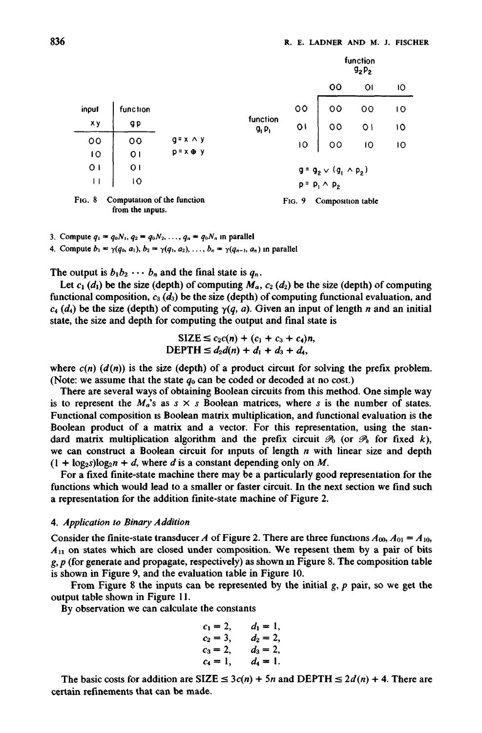| input | function | |
|---|---|---|
| xy | gp | |
| 00 | 00 | $g = x \wedge y$ |
| 10 | 01 | $p = x \oplus y$ |
| 01 | 01 | |
| 11 | 10 | |

FIG. 8 Computation of the function from the inputs.

| function $g_1 p_1$ \ function $g_2 p_2$ | 00 | 01 | 10 |
|---|---|---|---|
| 00 | 00 | 00 | 10 |
| 01 | 00 | 01 | 10 |
| 10 | 00 | 10 | 10 |

$g = g_2 \vee (g_1 \wedge p_2)$

$p = p_1 \wedge p_2$

FIG. 9 Composition table

3. Compute $q_1 = q_0 N_1, q_2 = q_0 N_2, \ldots, q_n = q_0 N_n$ in parallel
4. Compute $b_1 = \gamma(q_0, a_1), b_2 = \gamma(q_1, a_2), \ldots, b_n = \gamma(q_{n-1}, a_n)$ in parallel

The output is $b_1 b_2 \cdots b_n$ and the final state is $q_n$.

Let $c_1$ ($d_1$) be the size (depth) of computing $M_a$, $c_2$ ($d_2$) be the size (depth) of computing functional composition, $c_3$ ($d_3$) be the size (depth) of computing functional evaluation, and $c_4$ ($d_4$) be the size (depth) of computing $\gamma(q, a)$. Given an input of length $n$ and an initial state, the size and depth for computing the output and final state is

$$\text{SIZE} \le c_2 c(n) + (c_1 + c_3 + c_4)n,$$
$$\text{DEPTH} \le d_2 d(n) + d_1 + d_3 + d_4,$$

where $c(n)$ ($d(n)$) is the size (depth) of a product circuit for solving the prefix problem. (Note: we assume that the state $q_0$ can be coded or decoded at no cost.)

There are several ways of obtaining Boolean circuits from this method. One simple way is to represent the $M_a$'s as $s \times s$ Boolean matrices, where $s$ is the number of states. Functional composition is Boolean matrix multiplication, and functional evaluation is the Boolean product of a matrix and a vector. For this representation, using the standard matrix multiplication algorithm and the prefix circuit $\mathcal{P}_0$ (or $\mathcal{P}_k$ for fixed $k$), we can construct a Boolean circuit for inputs of length $n$ with linear size and depth $(1 + \log_2 s)\log_2 n + d$, where $d$ is a constant depending only on $M$.

For a fixed finite-state machine there may be a particularly good representation for the functions which would lead to a smaller or faster circuit. In the next section we find such a representation for the addition finite-state machine of Figure 2.

## 4. *Application to Binary Addition*

Consider the finite-state transducer $A$ of Figure 2. There are three functions $A_{00}$, $A_{01} = A_{10}$, $A_{11}$ on states which are closed under composition. We repesent them by a pair of bits $g, p$ (for generate and propagate, respectively) as shown in Figure 8. The composition table is shown in Figure 9, and the evaluation table in Figure 10.

From Figure 8 the inputs can be represented by the initial $g, p$ pair, so we get the output table shown in Figure 11.

By observation we can calculate the constants

$$\begin{aligned} c_1 &= 2, & d_1 &= 1, \\ c_2 &= 3, & d_2 &= 2, \\ c_3 &= 2, & d_3 &= 2, \\ c_4 &= 1, & d_4 &= 1. \end{aligned}$$

The basic costs for addition are $\text{SIZE} \le 3c(n) + 5n$ and $\text{DEPTH} \le 2d(n) + 4$. There are certain refinements that can be made.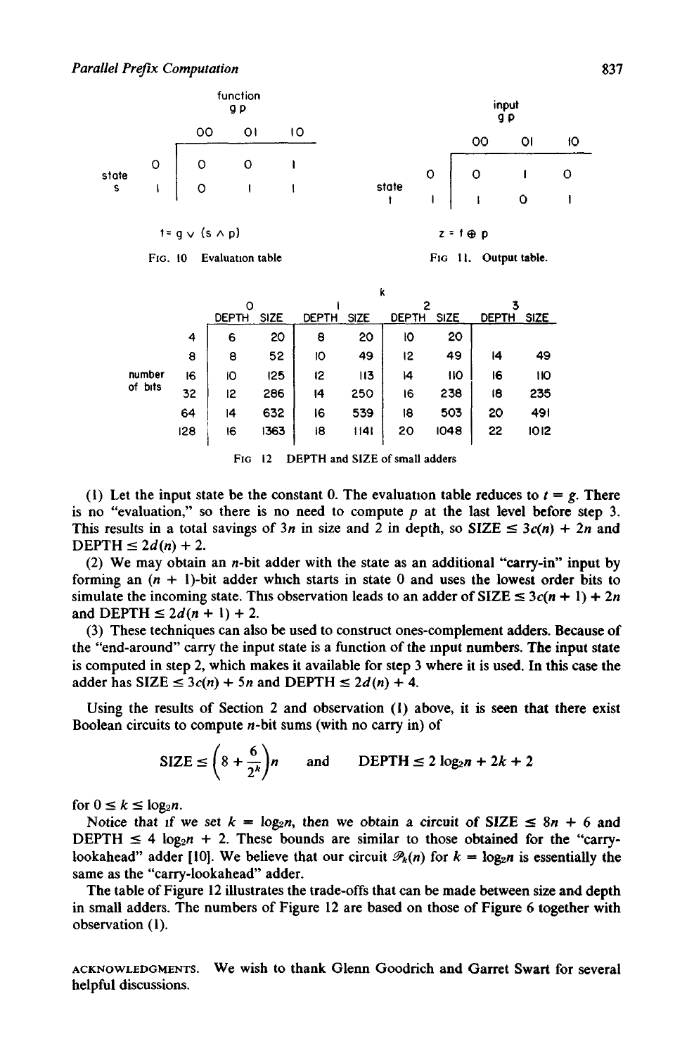| | | function $gp$ | | |
|---|---|---|---|---|
| | | 00 | 01 | 10 |
| state $s$ | 0 | 0 | 0 | 1 |
| | 1 | 0 | 1 | 1 |

$t = g \vee (s \wedge p)$

FIG. 10 Evaluation table

| | | input $gp$ | | |
|---|---|---|---|---|
| | | 00 | 01 | 10 |
| state $t$ | 0 | 0 | 1 | 0 |
| | 1 | 1 | 0 | 1 |

$z = t \oplus p$

FIG. 11. Output table.

| | $k = 0$ | | $k = 1$ | | $k = 2$ | | $k = 3$ | |
|---|---|---|---|---|---|---|---|---|
| number of bits | DEPTH | SIZE | DEPTH | SIZE | DEPTH | SIZE | DEPTH | SIZE |
| 4 | 6 | 20 | 8 | 20 | 10 | 20 | | |
| 8 | 8 | 52 | 10 | 49 | 12 | 49 | 14 | 49 |
| 16 | 10 | 125 | 12 | 113 | 14 | 110 | 16 | 110 |
| 32 | 12 | 286 | 14 | 250 | 16 | 238 | 18 | 235 |
| 64 | 14 | 632 | 16 | 539 | 18 | 503 | 20 | 491 |
| 128 | 16 | 1363 | 18 | 1141 | 20 | 1048 | 22 | 1012 |

FIG 12 DEPTH and SIZE of small adders

(1) Let the input state be the constant 0. The evaluation table reduces to $t = g$. There is no "evaluation," so there is no need to compute $p$ at the last level before step 3. This results in a total savings of $3n$ in size and 2 in depth, so SIZE $\leq 3c(n) + 2n$ and DEPTH $\leq 2d(n) + 2$.

(2) We may obtain an $n$-bit adder with the state as an additional "carry-in" input by forming an $(n + 1)$-bit adder which starts in state 0 and uses the lowest order bits to simulate the incoming state. This observation leads to an adder of SIZE $\leq 3c(n + 1) + 2n$ and DEPTH $\leq 2d(n + 1) + 2$.

(3) These techniques can also be used to construct ones-complement adders. Because of the "end-around" carry the input state is a function of the input numbers. The input state is computed in step 2, which makes it available for step 3 where it is used. In this case the adder has SIZE $\leq 3c(n) + 5n$ and DEPTH $\leq 2d(n) + 4$.

Using the results of Section 2 and observation (1) above, it is seen that there exist Boolean circuits to compute $n$-bit sums (with no carry in) of

$$\text{SIZE} \leq \left(8 + \frac{6}{2^k}\right)n \quad \text{and} \quad \text{DEPTH} \leq 2 \log_2 n + 2k + 2$$

for $0 \leq k \leq \log_2 n$.

Notice that if we set $k = \log_2 n$, then we obtain a circuit of SIZE $\leq 8n + 6$ and DEPTH $\leq 4 \log_2 n + 2$. These bounds are similar to those obtained for the "carry-lookahead" adder [10]. We believe that our circuit $\mathcal{P}_k(n)$ for $k = \log_2 n$ is essentially the same as the "carry-lookahead" adder.

The table of Figure 12 illustrates the trade-offs that can be made between size and depth in small adders. The numbers of Figure 12 are based on those of Figure 6 together with observation (1).

ACKNOWLEDGMENTS. We wish to thank Glenn Goodrich and Garret Swart for several helpful discussions.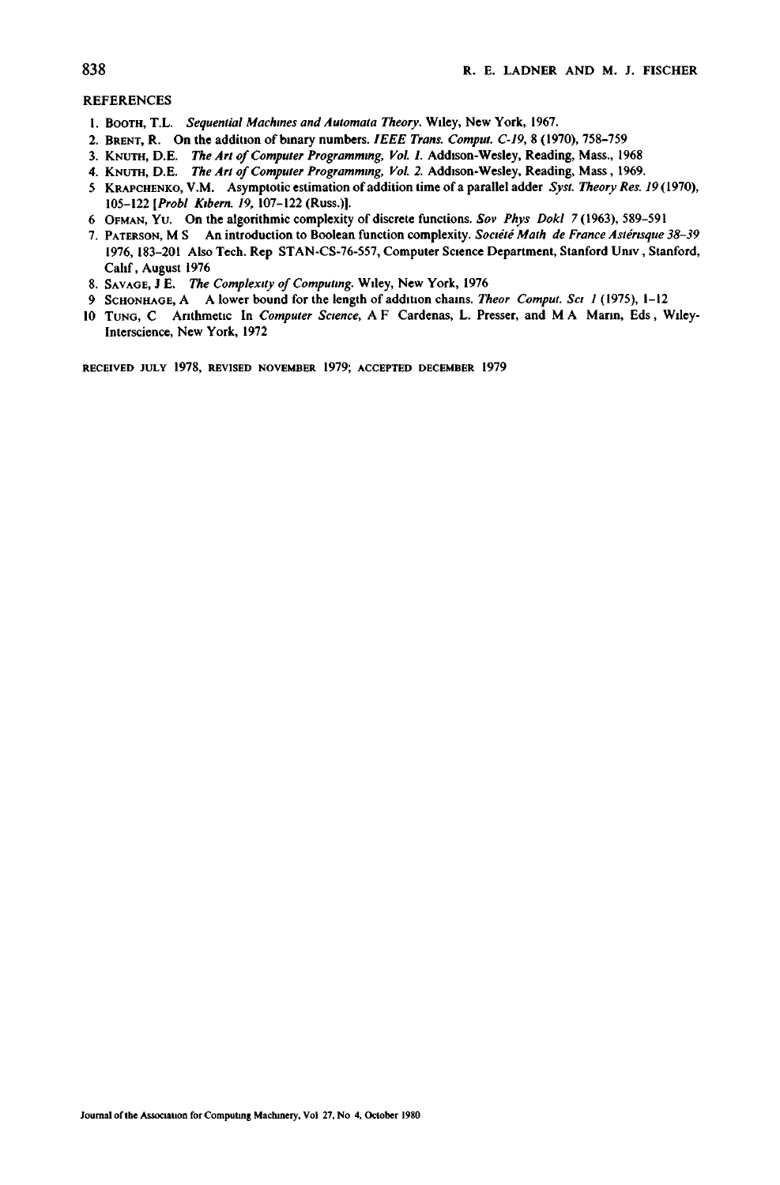## REFERENCES

1. Booth, T.L. *Sequential Machines and Automata Theory.* Wiley, New York, 1967.
2. Brent, R. On the addition of binary numbers. *IEEE Trans. Comput. C-19*, 8 (1970), 758–759
3. Knuth, D.E. *The Art of Computer Programming, Vol. 1.* Addison-Wesley, Reading, Mass., 1968
4. Knuth, D.E. *The Art of Computer Programming, Vol. 2.* Addison-Wesley, Reading, Mass, 1969.
5. Krapchenko, V.M. Asymptotic estimation of addition time of a parallel adder *Syst. Theory Res. 19* (1970), 105–122 [*Probl Kibern. 19*, 107–122 (Russ.)].
6. Ofman, Yu. On the algorithmic complexity of discrete functions. *Sov Phys Dokl* 7 (1963), 589–591
7. Paterson, M S An introduction to Boolean function complexity. *Société Math de France Astérisque 38–39* 1976, 183–201 Also Tech. Rep STAN-CS-76-557, Computer Science Department, Stanford Univ, Stanford, Calif, August 1976
8. Savage, J E. *The Complexity of Computing.* Wiley, New York, 1976
9. Schonhage, A A lower bound for the length of addition chains. *Theor Comput. Sci 1* (1975), 1–12
10. Tung, C Arithmetic In *Computer Science*, A F Cardenas, L. Presser, and M A Marin, Eds, Wiley-Interscience, New York, 1972

RECEIVED JULY 1978, REVISED NOVEMBER 1979; ACCEPTED DECEMBER 1979